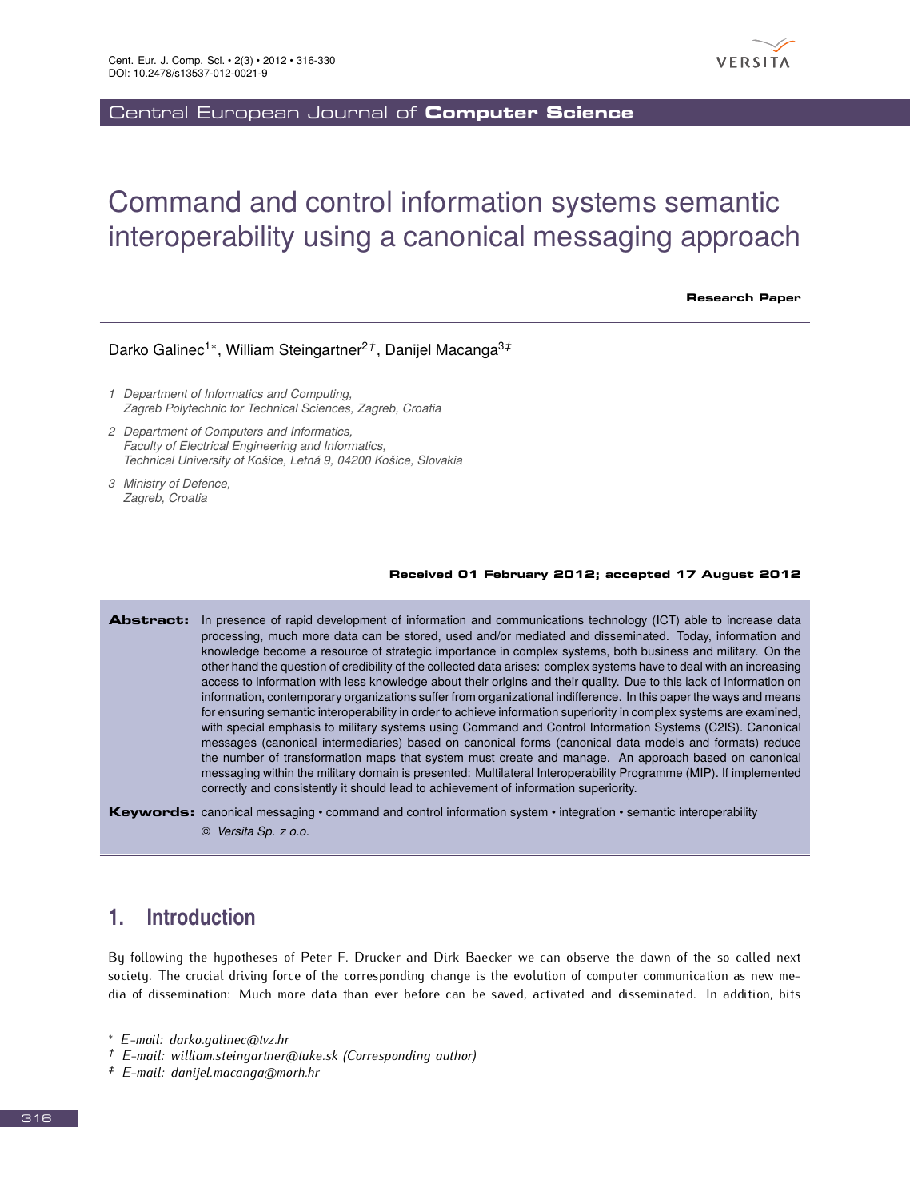Central European Journal of **Computer Science**

# Command and control information systems semantic interoperability using a canonical messaging approach

**Research Paper**

Darko Galinec[1]*, William Steingartner[2]†, Danijel Macanga[3]‡

1 *Department of Informatics and Computing, Zagreb Polytechnic for Technical Sciences, Zagreb, Croatia*

2 *Department of Computers and Informatics, Faculty of Electrical Engineering and Informatics, Technical University of Košice, Letná 9, 04200 Košice, Slovakia*

3 *Ministry of Defence, Zagreb, Croatia*

**Received 01 February 2012; accepted 17 August 2012**

**Abstract:** In presence of rapid development of information and communications technology (ICT) able to increase data processing, much more data can be stored, used and/or mediated and disseminated. Today, information and knowledge become a resource of strategic importance in complex systems, both business and military. On the other hand the question of credibility of the collected data arises: complex systems have to deal with an increasing access to information with less knowledge about their origins and their quality. Due to this lack of information on information, contemporary organizations suffer from organizational indifference. In this paper the ways and means for ensuring semantic interoperability in order to achieve information superiority in complex systems are examined, with special emphasis to military systems using Command and Control Information Systems (C2IS). Canonical messages (canonical intermediaries) based on canonical forms (canonical data models and formats) reduce the number of transformation maps that system must create and manage. An approach based on canonical messaging within the military domain is presented: Multilateral Interoperability Programme (MIP). If implemented correctly and consistently it should lead to achievement of information superiority.

**Keywords:** canonical messaging • command and control information system • integration • semantic interoperability

© *Versita Sp. z o.o.*

## 1. Introduction

By following the hypotheses of Peter F. Drucker and Dirk Baecker we can observe the dawn of the so called next society. The crucial driving force of the corresponding change is the evolution of computer communication as new media of dissemination: Much more data than ever before can be saved, activated and disseminated. In addition, bits

---

* *E-mail: darko.galinec@tvz.hr*

† *E-mail: william.steingartner@tuke.sk (Corresponding author)*

‡ *E-mail: danijel.macanga@morh.hr*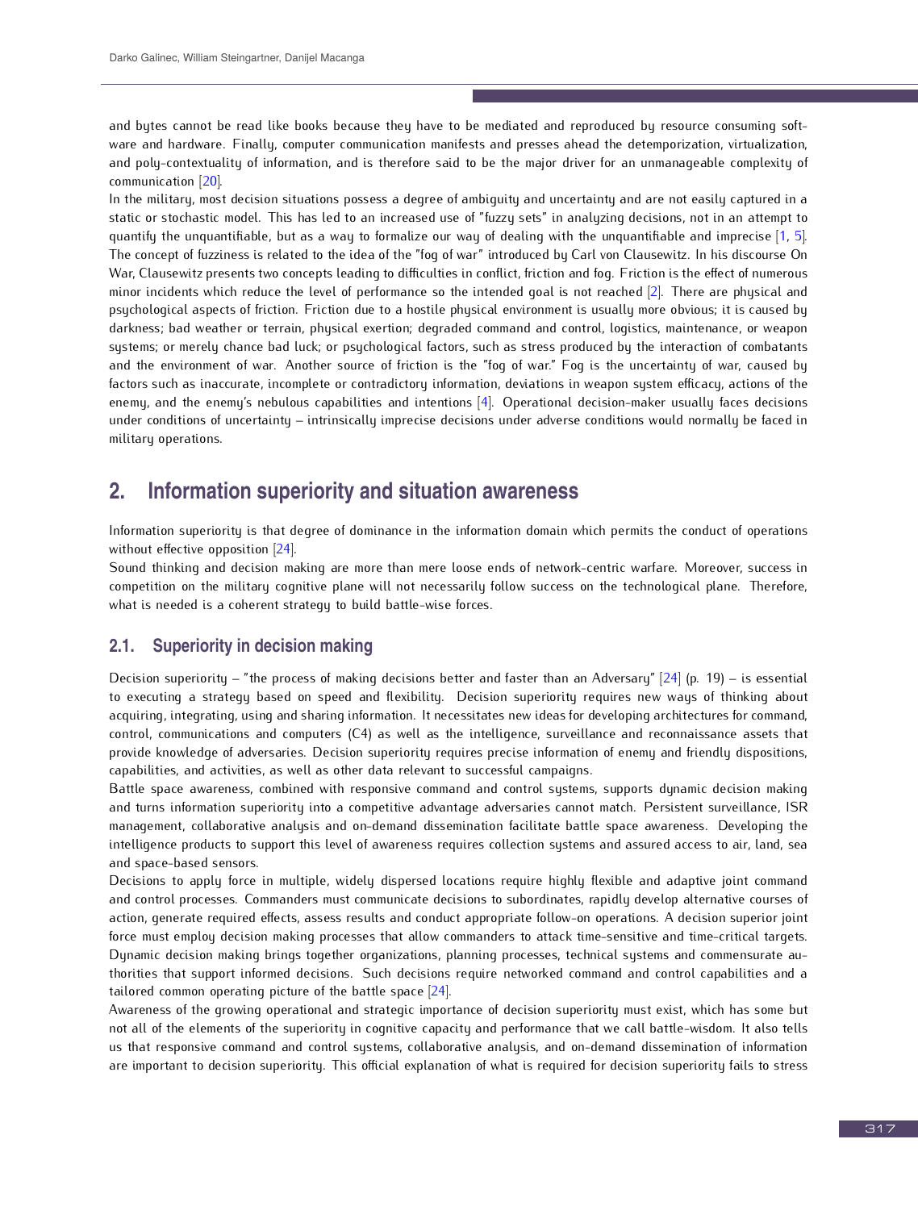and bytes cannot be read like books because they have to be mediated and reproduced by resource consuming software and hardware. Finally, computer communication manifests and presses ahead the detemporization, virtualization, and poly-contextuality of information, and is therefore said to be the major driver for an unmanageable complexity of communication [20].

In the military, most decision situations possess a degree of ambiguity and uncertainty and are not easily captured in a static or stochastic model. This has led to an increased use of "fuzzy sets" in analyzing decisions, not in an attempt to quantify the unquantifiable, but as a way to formalize our way of dealing with the unquantifiable and imprecise [1, 5]. The concept of fuzziness is related to the idea of the "fog of war" introduced by Carl von Clausewitz. In his discourse On War, Clausewitz presents two concepts leading to difficulties in conflict, friction and fog. Friction is the effect of numerous minor incidents which reduce the level of performance so the intended goal is not reached [2]. There are physical and psychological aspects of friction. Friction due to a hostile physical environment is usually more obvious; it is caused by darkness; bad weather or terrain, physical exertion; degraded command and control, logistics, maintenance, or weapon systems; or merely chance bad luck; or psychological factors, such as stress produced by the interaction of combatants and the environment of war. Another source of friction is the "fog of war." Fog is the uncertainty of war, caused by factors such as inaccurate, incomplete or contradictory information, deviations in weapon system efficacy, actions of the enemy, and the enemy's nebulous capabilities and intentions [4]. Operational decision-maker usually faces decisions under conditions of uncertainty – intrinsically imprecise decisions under adverse conditions would normally be faced in military operations.

## 2. Information superiority and situation awareness

Information superiority is that degree of dominance in the information domain which permits the conduct of operations without effective opposition [24].

Sound thinking and decision making are more than mere loose ends of network-centric warfare. Moreover, success in competition on the military cognitive plane will not necessarily follow success on the technological plane. Therefore, what is needed is a coherent strategy to build battle-wise forces.

### 2.1. Superiority in decision making

Decision superiority – "the process of making decisions better and faster than an Adversary" [24] (p. 19) – is essential to executing a strategy based on speed and flexibility. Decision superiority requires new ways of thinking about acquiring, integrating, using and sharing information. It necessitates new ideas for developing architectures for command, control, communications and computers (C4) as well as the intelligence, surveillance and reconnaissance assets that provide knowledge of adversaries. Decision superiority requires precise information of enemy and friendly dispositions, capabilities, and activities, as well as other data relevant to successful campaigns.

Battle space awareness, combined with responsive command and control systems, supports dynamic decision making and turns information superiority into a competitive advantage adversaries cannot match. Persistent surveillance, ISR management, collaborative analysis and on-demand dissemination facilitate battle space awareness. Developing the intelligence products to support this level of awareness requires collection systems and assured access to air, land, sea and space-based sensors.

Decisions to apply force in multiple, widely dispersed locations require highly flexible and adaptive joint command and control processes. Commanders must communicate decisions to subordinates, rapidly develop alternative courses of action, generate required effects, assess results and conduct appropriate follow-on operations. A decision superior joint force must employ decision making processes that allow commanders to attack time-sensitive and time-critical targets. Dynamic decision making brings together organizations, planning processes, technical systems and commensurate authorities that support informed decisions. Such decisions require networked command and control capabilities and a tailored common operating picture of the battle space [24].

Awareness of the growing operational and strategic importance of decision superiority must exist, which has some but not all of the elements of the superiority in cognitive capacity and performance that we call battle-wisdom. It also tells us that responsive command and control systems, collaborative analysis, and on-demand dissemination of information are important to decision superiority. This official explanation of what is required for decision superiority fails to stress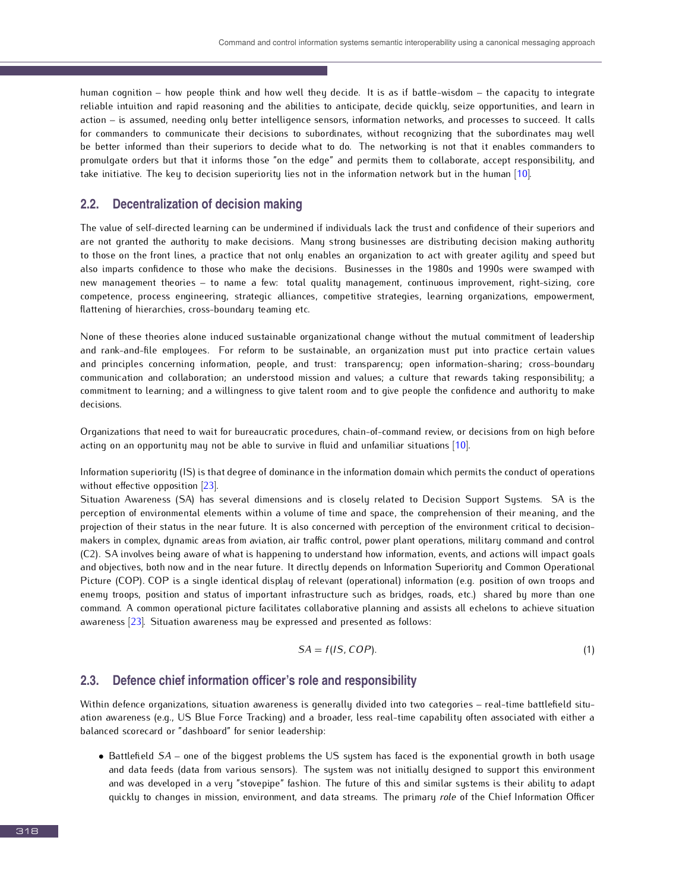human cognition – how people think and how well they decide. It is as if battle-wisdom – the capacity to integrate reliable intuition and rapid reasoning and the abilities to anticipate, decide quickly, seize opportunities, and learn in action – is assumed, needing only better intelligence sensors, information networks, and processes to succeed. It calls for commanders to communicate their decisions to subordinates, without recognizing that the subordinates may well be better informed than their superiors to decide what to do. The networking is not that it enables commanders to promulgate orders but that it informs those "on the edge" and permits them to collaborate, accept responsibility, and take initiative. The key to decision superiority lies not in the information network but in the human [10].

## 2.2. Decentralization of decision making

The value of self-directed learning can be undermined if individuals lack the trust and confidence of their superiors and are not granted the authority to make decisions. Many strong businesses are distributing decision making authority to those on the front lines, a practice that not only enables an organization to act with greater agility and speed but also imparts confidence to those who make the decisions. Businesses in the 1980s and 1990s were swamped with new management theories – to name a few: total quality management, continuous improvement, right-sizing, core competence, process engineering, strategic alliances, competitive strategies, learning organizations, empowerment, flattening of hierarchies, cross-boundary teaming etc.

None of these theories alone induced sustainable organizational change without the mutual commitment of leadership and rank-and-file employees. For reform to be sustainable, an organization must put into practice certain values and principles concerning information, people, and trust: transparency; open information-sharing; cross-boundary communication and collaboration; an understood mission and values; a culture that rewards taking responsibility; a commitment to learning; and a willingness to give talent room and to give people the confidence and authority to make decisions.

Organizations that need to wait for bureaucratic procedures, chain-of-command review, or decisions from on high before acting on an opportunity may not be able to survive in fluid and unfamiliar situations [10].

Information superiority (IS) is that degree of dominance in the information domain which permits the conduct of operations without effective opposition [23].
Situation Awareness (SA) has several dimensions and is closely related to Decision Support Systems. SA is the perception of environmental elements within a volume of time and space, the comprehension of their meaning, and the projection of their status in the near future. It is also concerned with perception of the environment critical to decision-makers in complex, dynamic areas from aviation, air traffic control, power plant operations, military command and control (C2). SA involves being aware of what is happening to understand how information, events, and actions will impact goals and objectives, both now and in the near future. It directly depends on Information Superiority and Common Operational Picture (COP). COP is a single identical display of relevant (operational) information (e.g. position of own troops and enemy troops, position and status of important infrastructure such as bridges, roads, etc.) shared by more than one command. A common operational picture facilitates collaborative planning and assists all echelons to achieve situation awareness [23]. Situation awareness may be expressed and presented as follows:

$$SA = f(IS, COP). \tag{1}$$

## 2.3. Defence chief information officer's role and responsibility

Within defence organizations, situation awareness is generally divided into two categories – real-time battlefield situation awareness (e.g., US Blue Force Tracking) and a broader, less real-time capability often associated with either a balanced scorecard or "dashboard" for senior leadership:

- Battlefield $SA$ – one of the biggest problems the US system has faced is the exponential growth in both usage and data feeds (data from various sensors). The system was not initially designed to support this environment and was developed in a very "stovepipe" fashion. The future of this and similar systems is their ability to adapt quickly to changes in mission, environment, and data streams. The primary *role* of the Chief Information Officer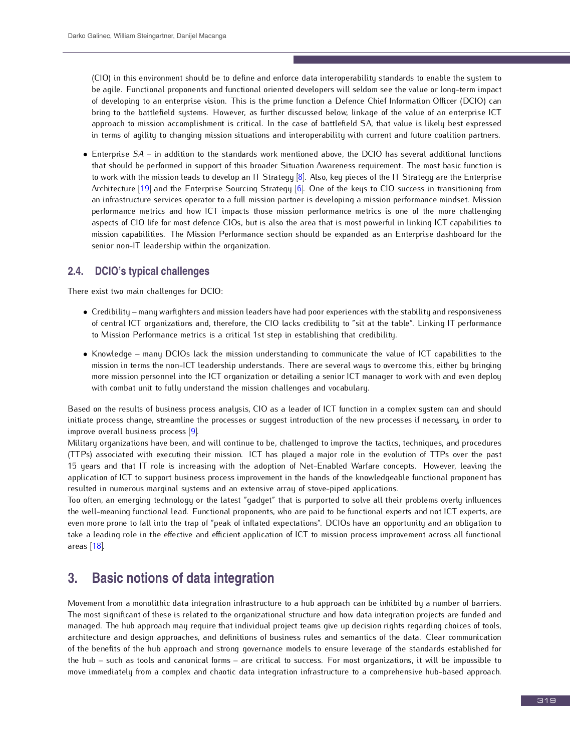(CIO) in this environment should be to define and enforce data interoperability standards to enable the system to be agile. Functional proponents and functional oriented developers will seldom see the value or long-term impact of developing to an enterprise vision. This is the prime function a Defence Chief Information Officer (DCIO) can bring to the battlefield systems. However, as further discussed below, linkage of the value of an enterprise ICT approach to mission accomplishment is critical. In the case of battlefield SA, that value is likely best expressed in terms of agility to changing mission situations and interoperability with current and future coalition partners.

- Enterprise *SA* – in addition to the standards work mentioned above, the DCIO has several additional functions that should be performed in support of this broader Situation Awareness requirement. The most basic function is to work with the mission leads to develop an IT Strategy [8]. Also, key pieces of the IT Strategy are the Enterprise Architecture [19] and the Enterprise Sourcing Strategy [6]. One of the keys to CIO success in transitioning from an infrastructure services operator to a full mission partner is developing a mission performance mindset. Mission performance metrics and how ICT impacts those mission performance metrics is one of the more challenging aspects of CIO life for most defence CIOs, but is also the area that is most powerful in linking ICT capabilities to mission capabilities. The Mission Performance section should be expanded as an Enterprise dashboard for the senior non-IT leadership within the organization.

### 2.4. DCIO's typical challenges

There exist two main challenges for DCIO:

- Credibility – many warfighters and mission leaders have had poor experiences with the stability and responsiveness of central ICT organizations and, therefore, the CIO lacks credibility to "sit at the table". Linking IT performance to Mission Performance metrics is a critical 1st step in establishing that credibility.
- Knowledge – many DCIOs lack the mission understanding to communicate the value of ICT capabilities to the mission in terms the non-ICT leadership understands. There are several ways to overcome this, either by bringing more mission personnel into the ICT organization or detailing a senior ICT manager to work with and even deploy with combat unit to fully understand the mission challenges and vocabulary.

Based on the results of business process analysis, CIO as a leader of ICT function in a complex system can and should initiate process change, streamline the processes or suggest introduction of the new processes if necessary, in order to improve overall business process [9].

Military organizations have been, and will continue to be, challenged to improve the tactics, techniques, and procedures (TTPs) associated with executing their mission. ICT has played a major role in the evolution of TTPs over the past 15 years and that IT role is increasing with the adoption of Net-Enabled Warfare concepts. However, leaving the application of ICT to support business process improvement in the hands of the knowledgeable functional proponent has resulted in numerous marginal systems and an extensive array of stove-piped applications.

Too often, an emerging technology or the latest "gadget" that is purported to solve all their problems overly influences the well-meaning functional lead. Functional proponents, who are paid to be functional experts and not ICT experts, are even more prone to fall into the trap of "peak of inflated expectations". DCIOs have an opportunity and an obligation to take a leading role in the effective and efficient application of ICT to mission process improvement across all functional areas [18].

## 3. Basic notions of data integration

Movement from a monolithic data integration infrastructure to a hub approach can be inhibited by a number of barriers. The most significant of these is related to the organizational structure and how data integration projects are funded and managed. The hub approach may require that individual project teams give up decision rights regarding choices of tools, architecture and design approaches, and definitions of business rules and semantics of the data. Clear communication of the benefits of the hub approach and strong governance models to ensure leverage of the standards established for the hub – such as tools and canonical forms – are critical to success. For most organizations, it will be impossible to move immediately from a complex and chaotic data integration infrastructure to a comprehensive hub-based approach.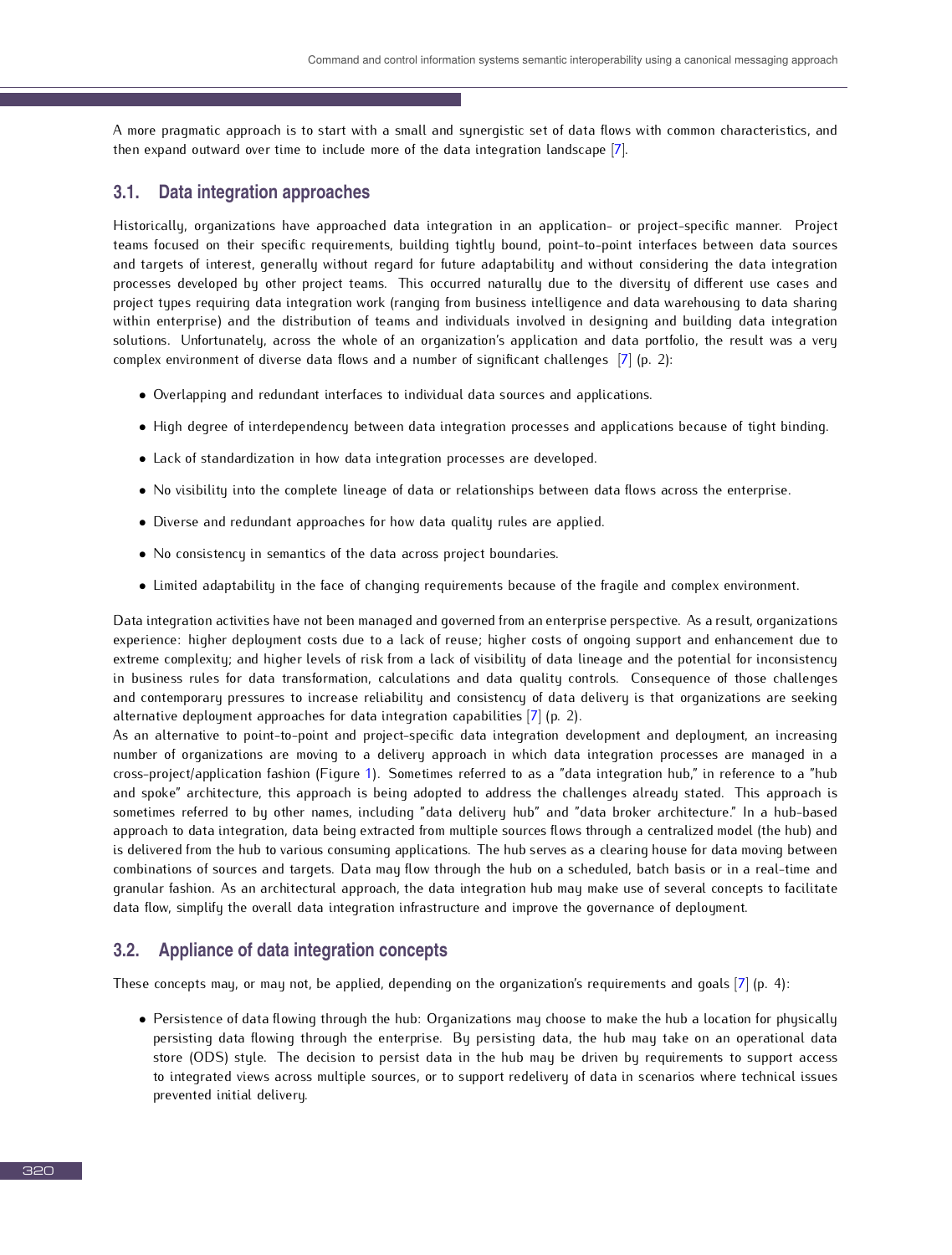A more pragmatic approach is to start with a small and synergistic set of data flows with common characteristics, and then expand outward over time to include more of the data integration landscape [7].

### 3.1. Data integration approaches

Historically, organizations have approached data integration in an application- or project-specific manner. Project teams focused on their specific requirements, building tightly bound, point-to-point interfaces between data sources and targets of interest, generally without regard for future adaptability and without considering the data integration processes developed by other project teams. This occurred naturally due to the diversity of different use cases and project types requiring data integration work (ranging from business intelligence and data warehousing to data sharing within enterprise) and the distribution of teams and individuals involved in designing and building data integration solutions. Unfortunately, across the whole of an organization's application and data portfolio, the result was a very complex environment of diverse data flows and a number of significant challenges [7] (p. 2):

- Overlapping and redundant interfaces to individual data sources and applications.
- High degree of interdependency between data integration processes and applications because of tight binding.
- Lack of standardization in how data integration processes are developed.
- No visibility into the complete lineage of data or relationships between data flows across the enterprise.
- Diverse and redundant approaches for how data quality rules are applied.
- No consistency in semantics of the data across project boundaries.
- Limited adaptability in the face of changing requirements because of the fragile and complex environment.

Data integration activities have not been managed and governed from an enterprise perspective. As a result, organizations experience: higher deployment costs due to a lack of reuse; higher costs of ongoing support and enhancement due to extreme complexity; and higher levels of risk from a lack of visibility of data lineage and the potential for inconsistency in business rules for data transformation, calculations and data quality controls. Consequence of those challenges and contemporary pressures to increase reliability and consistency of data delivery is that organizations are seeking alternative deployment approaches for data integration capabilities [7] (p. 2).
As an alternative to point-to-point and project-specific data integration development and deployment, an increasing number of organizations are moving to a delivery approach in which data integration processes are managed in a cross-project/application fashion (Figure 1). Sometimes referred to as a "data integration hub," in reference to a "hub and spoke" architecture, this approach is being adopted to address the challenges already stated. This approach is sometimes referred to by other names, including "data delivery hub" and "data broker architecture." In a hub-based approach to data integration, data being extracted from multiple sources flows through a centralized model (the hub) and is delivered from the hub to various consuming applications. The hub serves as a clearing house for data moving between combinations of sources and targets. Data may flow through the hub on a scheduled, batch basis or in a real-time and granular fashion. As an architectural approach, the data integration hub may make use of several concepts to facilitate data flow, simplify the overall data integration infrastructure and improve the governance of deployment.

### 3.2. Appliance of data integration concepts

These concepts may, or may not, be applied, depending on the organization's requirements and goals [7] (p. 4):

- Persistence of data flowing through the hub: Organizations may choose to make the hub a location for physically persisting data flowing through the enterprise. By persisting data, the hub may take on an operational data store (ODS) style. The decision to persist data in the hub may be driven by requirements to support access to integrated views across multiple sources, or to support redelivery of data in scenarios where technical issues prevented initial delivery.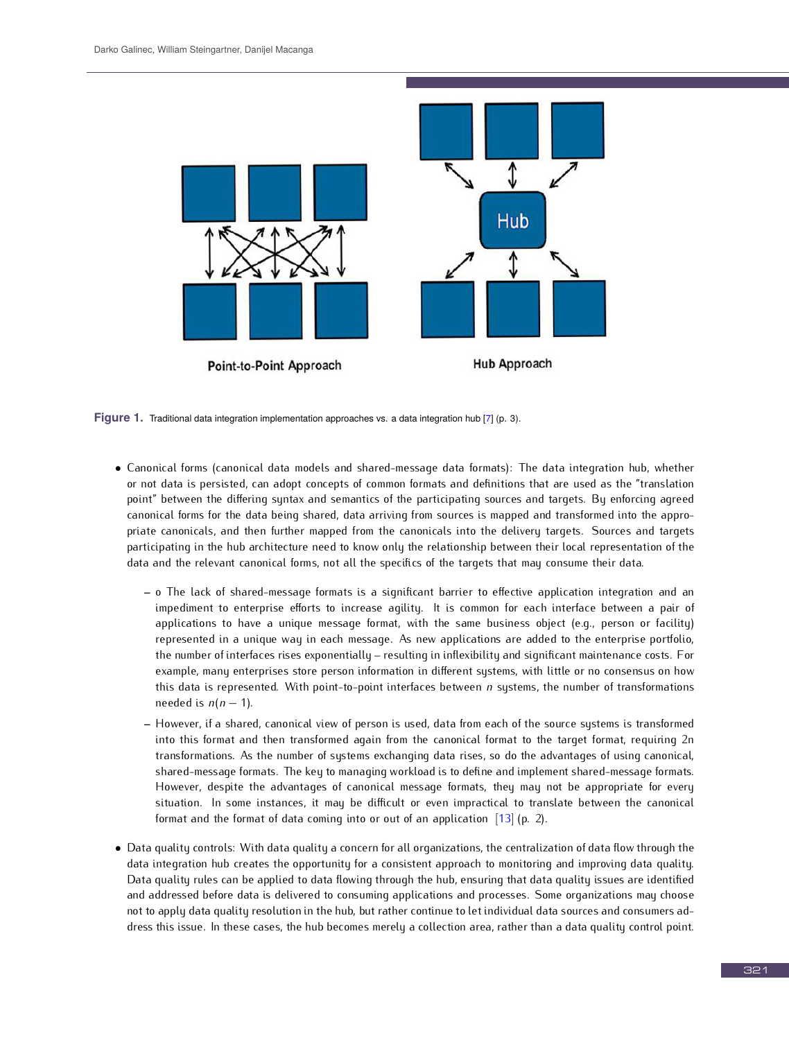Point-to-Point Approach

Hub

Hub Approach

**Figure 1.** Traditional data integration implementation approaches vs. a data integration hub [7] (p. 3).

- Canonical forms (canonical data models and shared-message data formats): The data integration hub, whether or not data is persisted, can adopt concepts of common formats and definitions that are used as the "translation point" between the differing syntax and semantics of the participating sources and targets. By enforcing agreed canonical forms for the data being shared, data arriving from sources is mapped and transformed into the appropriate canonicals, and then further mapped from the canonicals into the delivery targets. Sources and targets participating in the hub architecture need to know only the relationship between their local representation of the data and the relevant canonical forms, not all the specifics of the targets that may consume their data.
  - o The lack of shared-message formats is a significant barrier to effective application integration and an impediment to enterprise efforts to increase agility. It is common for each interface between a pair of applications to have a unique message format, with the same business object (e.g., person or facility) represented in a unique way in each message. As new applications are added to the enterprise portfolio, the number of interfaces rises exponentially – resulting in inflexibility and significant maintenance costs. For example, many enterprises store person information in different systems, with little or no consensus on how this data is represented. With point-to-point interfaces between $n$ systems, the number of transformations needed is $n(n-1)$.
  - However, if a shared, canonical view of person is used, data from each of the source systems is transformed into this format and then transformed again from the canonical format to the target format, requiring 2n transformations. As the number of systems exchanging data rises, so do the advantages of using canonical, shared-message formats. The key to managing workload is to define and implement shared-message formats. However, despite the advantages of canonical message formats, they may not be appropriate for every situation. In some instances, it may be difficult or even impractical to translate between the canonical format and the format of data coming into or out of an application [13] (p. 2).
- Data quality controls: With data quality a concern for all organizations, the centralization of data flow through the data integration hub creates the opportunity for a consistent approach to monitoring and improving data quality. Data quality rules can be applied to data flowing through the hub, ensuring that data quality issues are identified and addressed before data is delivered to consuming applications and processes. Some organizations may choose not to apply data quality resolution in the hub, but rather continue to let individual data sources and consumers address this issue. In these cases, the hub becomes merely a collection area, rather than a data quality control point.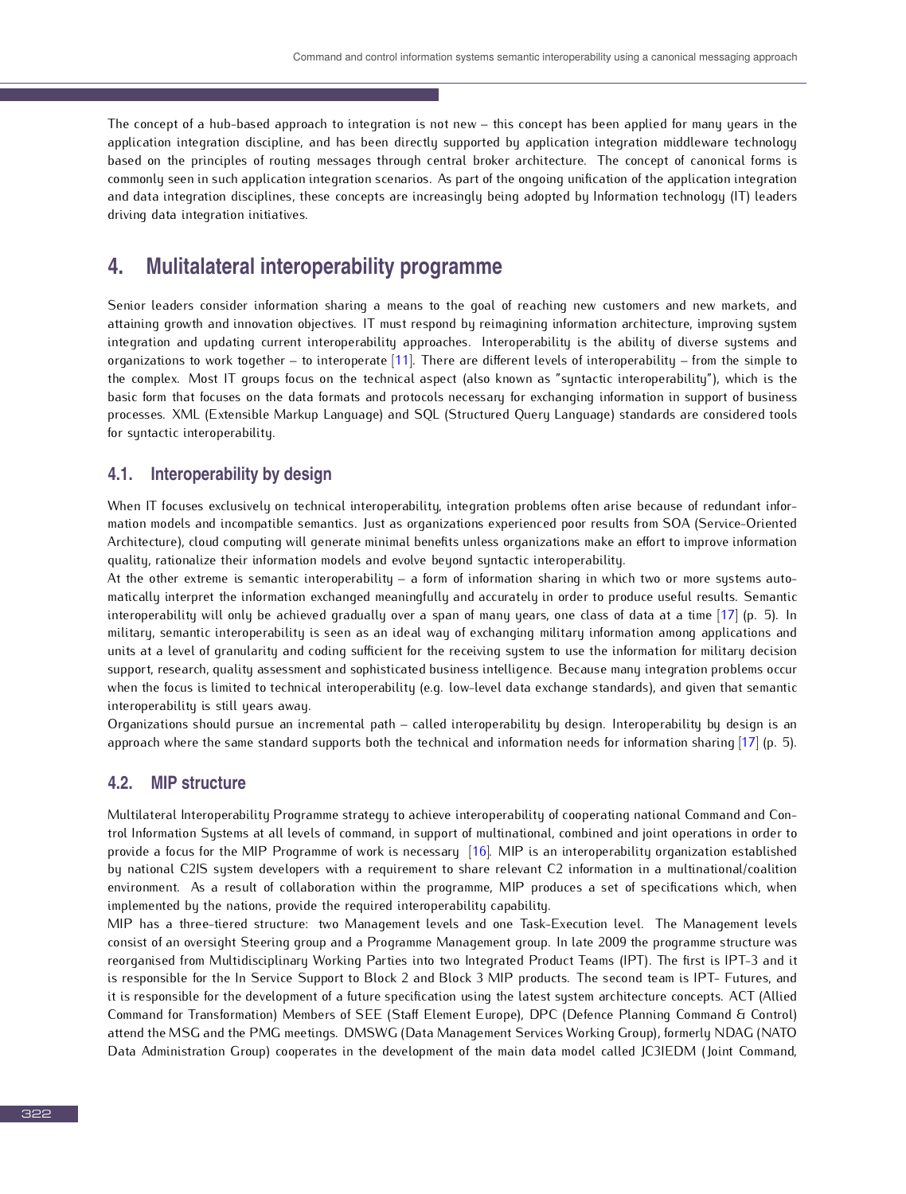The concept of a hub-based approach to integration is not new – this concept has been applied for many years in the application integration discipline, and has been directly supported by application integration middleware technology based on the principles of routing messages through central broker architecture. The concept of canonical forms is commonly seen in such application integration scenarios. As part of the ongoing unification of the application integration and data integration disciplines, these concepts are increasingly being adopted by Information technology (IT) leaders driving data integration initiatives.

## 4. Mulitalateral interoperability programme

Senior leaders consider information sharing a means to the goal of reaching new customers and new markets, and attaining growth and innovation objectives. IT must respond by reimagining information architecture, improving system integration and updating current interoperability approaches. Interoperability is the ability of diverse systems and organizations to work together – to interoperate [11]. There are different levels of interoperability – from the simple to the complex. Most IT groups focus on the technical aspect (also known as "syntactic interoperability"), which is the basic form that focuses on the data formats and protocols necessary for exchanging information in support of business processes. XML (Extensible Markup Language) and SQL (Structured Query Language) standards are considered tools for syntactic interoperability.

### 4.1. Interoperability by design

When IT focuses exclusively on technical interoperability, integration problems often arise because of redundant information models and incompatible semantics. Just as organizations experienced poor results from SOA (Service-Oriented Architecture), cloud computing will generate minimal benefits unless organizations make an effort to improve information quality, rationalize their information models and evolve beyond syntactic interoperability.

At the other extreme is semantic interoperability – a form of information sharing in which two or more systems automatically interpret the information exchanged meaningfully and accurately in order to produce useful results. Semantic interoperability will only be achieved gradually over a span of many years, one class of data at a time [17] (p. 5). In military, semantic interoperability is seen as an ideal way of exchanging military information among applications and units at a level of granularity and coding sufficient for the receiving system to use the information for military decision support, research, quality assessment and sophisticated business intelligence. Because many integration problems occur when the focus is limited to technical interoperability (e.g. low-level data exchange standards), and given that semantic interoperability is still years away.

Organizations should pursue an incremental path – called interoperability by design. Interoperability by design is an approach where the same standard supports both the technical and information needs for information sharing [17] (p. 5).

### 4.2. MIP structure

Multilateral Interoperability Programme strategy to achieve interoperability of cooperating national Command and Control Information Systems at all levels of command, in support of multinational, combined and joint operations in order to provide a focus for the MIP Programme of work is necessary [16]. MIP is an interoperability organization established by national C2IS system developers with a requirement to share relevant C2 information in a multinational/coalition environment. As a result of collaboration within the programme, MIP produces a set of specifications which, when implemented by the nations, provide the required interoperability capability.

MIP has a three-tiered structure: two Management levels and one Task-Execution level. The Management levels consist of an oversight Steering group and a Programme Management group. In late 2009 the programme structure was reorganised from Multidisciplinary Working Parties into two Integrated Product Teams (IPT). The first is IPT-3 and it is responsible for the In Service Support to Block 2 and Block 3 MIP products. The second team is IPT- Futures, and it is responsible for the development of a future specification using the latest system architecture concepts. ACT (Allied Command for Transformation) Members of SEE (Staff Element Europe), DPC (Defence Planning Command & Control) attend the MSG and the PMG meetings. DMSWG (Data Management Services Working Group), formerly NDAG (NATO Data Administration Group) cooperates in the development of the main data model called JC3IEDM (Joint Command,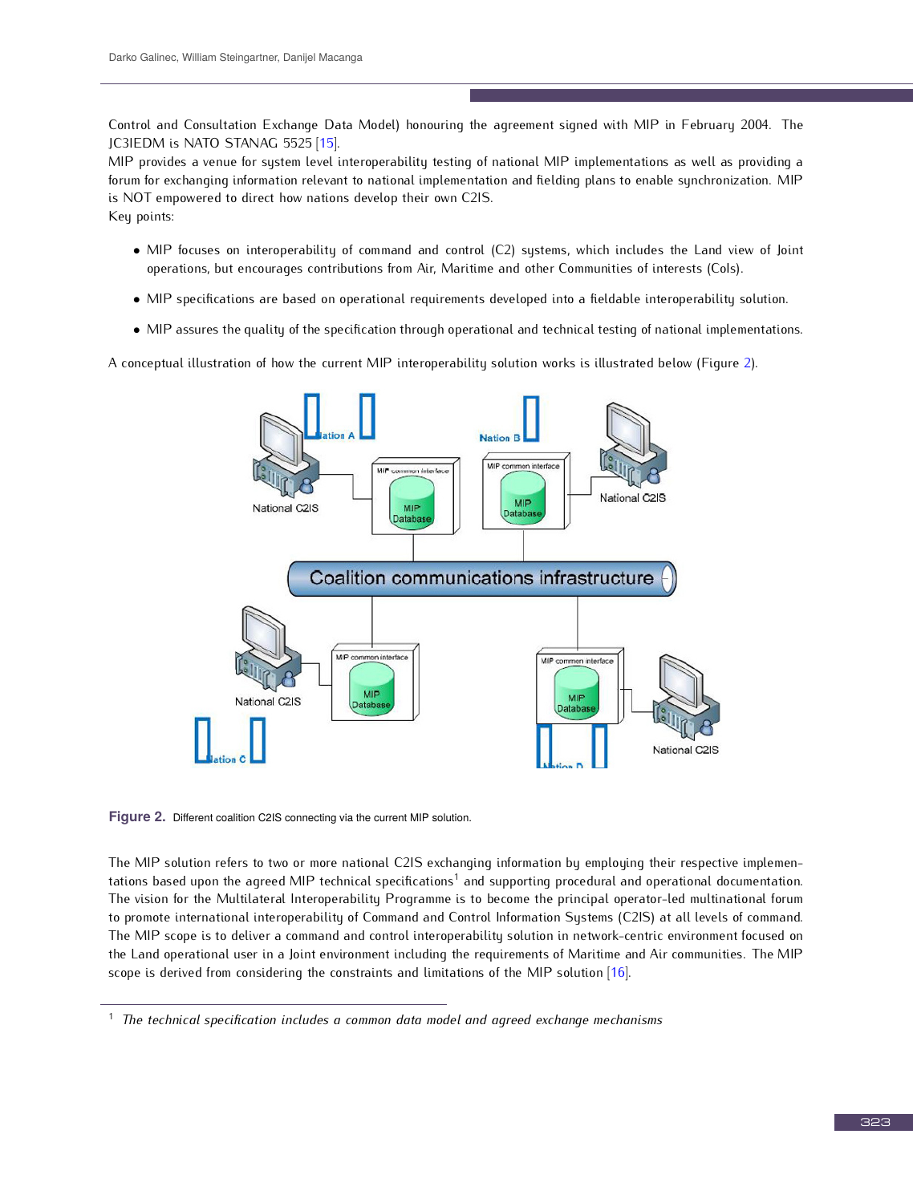Control and Consultation Exchange Data Model) honouring the agreement signed with MIP in February 2004. The JC3IEDM is NATO STANAG 5525 [15].

MIP provides a venue for system level interoperability testing of national MIP implementations as well as providing a forum for exchanging information relevant to national implementation and fielding plans to enable synchronization. MIP is NOT empowered to direct how nations develop their own C2IS.

Key points:

- MIP focuses on interoperability of command and control (C2) systems, which includes the Land view of Joint operations, but encourages contributions from Air, Maritime and other Communities of interests (CoIs).
- MIP specifications are based on operational requirements developed into a fieldable interoperability solution.
- MIP assures the quality of the specification through operational and technical testing of national implementations.

A conceptual illustration of how the current MIP interoperability solution works is illustrated below (Figure 2).

**Figure 2.** Different coalition C2IS connecting via the current MIP solution.

The MIP solution refers to two or more national C2IS exchanging information by employing their respective implementations based upon the agreed MIP technical specifications[1] and supporting procedural and operational documentation. The vision for the Multilateral Interoperability Programme is to become the principal operator-led multinational forum to promote international interoperability of Command and Control Information Systems (C2IS) at all levels of command. The MIP scope is to deliver a command and control interoperability solution in network-centric environment focused on the Land operational user in a Joint environment including the requirements of Maritime and Air communities. The MIP scope is derived from considering the constraints and limitations of the MIP solution [16].

---

[1] *The technical specification includes a common data model and agreed exchange mechanisms*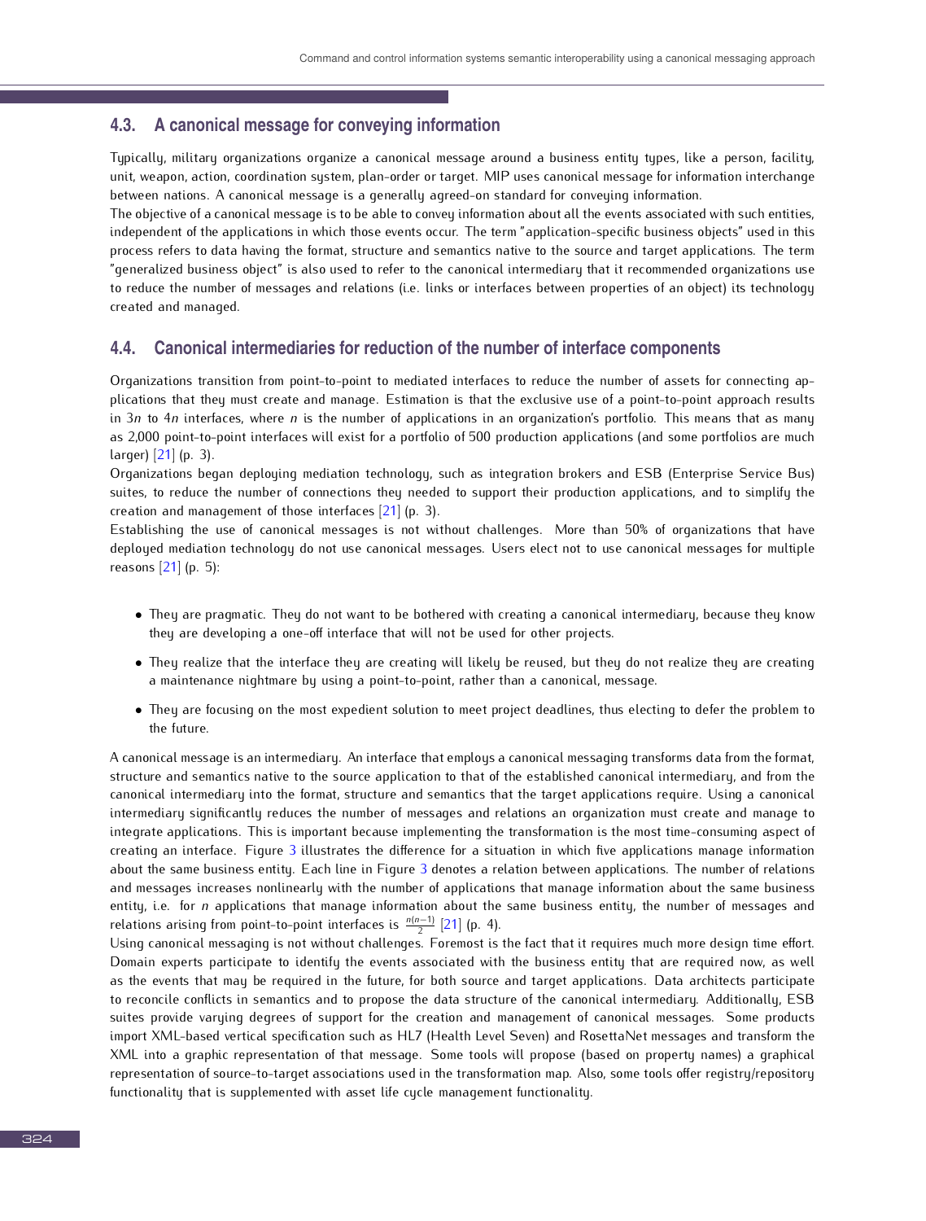## 4.3. A canonical message for conveying information

Typically, military organizations organize a canonical message around a business entity types, like a person, facility, unit, weapon, action, coordination system, plan-order or target. MIP uses canonical message for information interchange between nations. A canonical message is a generally agreed-on standard for conveying information.

The objective of a canonical message is to be able to convey information about all the events associated with such entities, independent of the applications in which those events occur. The term "application-specific business objects" used in this process refers to data having the format, structure and semantics native to the source and target applications. The term "generalized business object" is also used to refer to the canonical intermediary that it recommended organizations use to reduce the number of messages and relations (i.e. links or interfaces between properties of an object) its technology created and managed.

## 4.4. Canonical intermediaries for reduction of the number of interface components

Organizations transition from point-to-point to mediated interfaces to reduce the number of assets for connecting applications that they must create and manage. Estimation is that the exclusive use of a point-to-point approach results in $3n$ to $4n$ interfaces, where $n$ is the number of applications in an organization's portfolio. This means that as many as 2,000 point-to-point interfaces will exist for a portfolio of 500 production applications (and some portfolios are much larger) [21] (p. 3).

Organizations began deploying mediation technology, such as integration brokers and ESB (Enterprise Service Bus) suites, to reduce the number of connections they needed to support their production applications, and to simplify the creation and management of those interfaces [21] (p. 3).

Establishing the use of canonical messages is not without challenges. More than 50% of organizations that have deployed mediation technology do not use canonical messages. Users elect not to use canonical messages for multiple reasons [21] (p. 5):

- They are pragmatic. They do not want to be bothered with creating a canonical intermediary, because they know they are developing a one-off interface that will not be used for other projects.
- They realize that the interface they are creating will likely be reused, but they do not realize they are creating a maintenance nightmare by using a point-to-point, rather than a canonical, message.
- They are focusing on the most expedient solution to meet project deadlines, thus electing to defer the problem to the future.

A canonical message is an intermediary. An interface that employs a canonical messaging transforms data from the format, structure and semantics native to the source application to that of the established canonical intermediary, and from the canonical intermediary into the format, structure and semantics that the target applications require. Using a canonical intermediary significantly reduces the number of messages and relations an organization must create and manage to integrate applications. This is important because implementing the transformation is the most time-consuming aspect of creating an interface. Figure 3 illustrates the difference for a situation in which five applications manage information about the same business entity. Each line in Figure 3 denotes a relation between applications. The number of relations and messages increases nonlinearly with the number of applications that manage information about the same business entity, i.e. for $n$ applications that manage information about the same business entity, the number of messages and relations arising from point-to-point interfaces is $\frac{n(n-1)}{2}$ [21] (p. 4).

Using canonical messaging is not without challenges. Foremost is the fact that it requires much more design time effort. Domain experts participate to identify the events associated with the business entity that are required now, as well as the events that may be required in the future, for both source and target applications. Data architects participate to reconcile conflicts in semantics and to propose the data structure of the canonical intermediary. Additionally, ESB suites provide varying degrees of support for the creation and management of canonical messages. Some products import XML-based vertical specification such as HL7 (Health Level Seven) and RosettaNet messages and transform the XML into a graphic representation of that message. Some tools will propose (based on property names) a graphical representation of source-to-target associations used in the transformation map. Also, some tools offer registry/repository functionality that is supplemented with asset life cycle management functionality.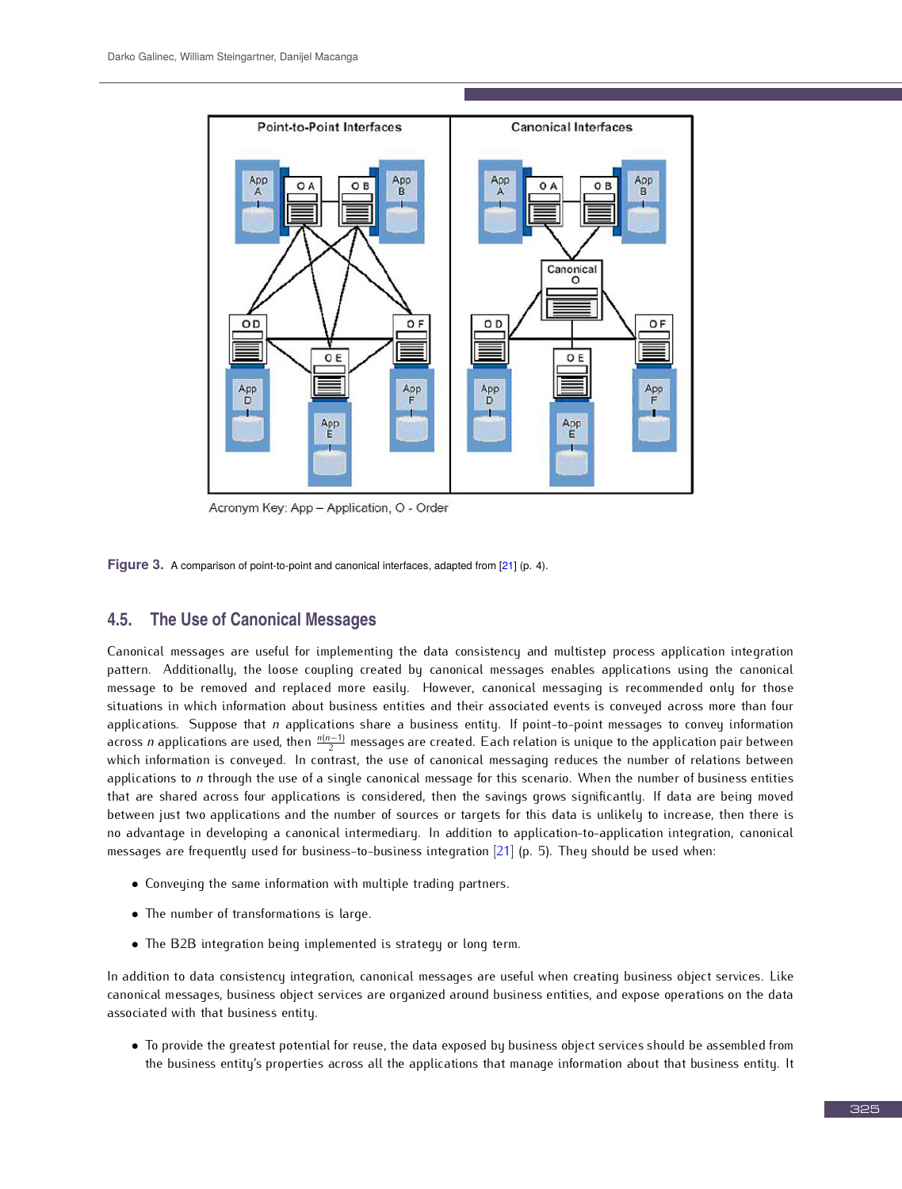Figure 3. A comparison of point-to-point and canonical interfaces, adapted from [21] (p. 4).

## 4.5. The Use of Canonical Messages

Canonical messages are useful for implementing the data consistency and multistep process application integration pattern. Additionally, the loose coupling created by canonical messages enables applications using the canonical message to be removed and replaced more easily. However, canonical messaging is recommended only for those situations in which information about business entities and their associated events is conveyed across more than four applications. Suppose that $n$ applications share a business entity. If point-to-point messages to convey information across $n$ applications are used, then $\frac{n(n-1)}{2}$ messages are created. Each relation is unique to the application pair between which information is conveyed. In contrast, the use of canonical messaging reduces the number of relations between applications to $n$ through the use of a single canonical message for this scenario. When the number of business entities that are shared across four applications is considered, then the savings grows significantly. If data are being moved between just two applications and the number of sources or targets for this data is unlikely to increase, then there is no advantage in developing a canonical intermediary. In addition to application-to-application integration, canonical messages are frequently used for business-to-business integration [21] (p. 5). They should be used when:

- Conveying the same information with multiple trading partners.
- The number of transformations is large.
- The B2B integration being implemented is strategy or long term.

In addition to data consistency integration, canonical messages are useful when creating business object services. Like canonical messages, business object services are organized around business entities, and expose operations on the data associated with that business entity.

- To provide the greatest potential for reuse, the data exposed by business object services should be assembled from the business entity's properties across all the applications that manage information about that business entity. It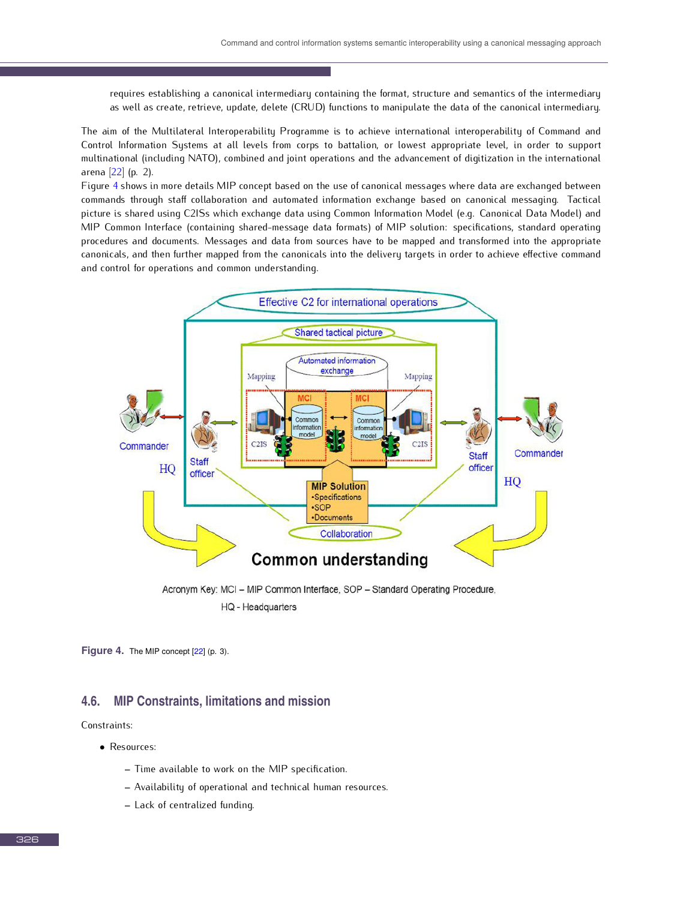requires establishing a canonical intermediary containing the format, structure and semantics of the intermediary as well as create, retrieve, update, delete (CRUD) functions to manipulate the data of the canonical intermediary.

The aim of the Multilateral Interoperability Programme is to achieve international interoperability of Command and Control Information Systems at all levels from corps to battalion, or lowest appropriate level, in order to support multinational (including NATO), combined and joint operations and the advancement of digitization in the international arena [22] (p. 2).

Figure 4 shows in more details MIP concept based on the use of canonical messages where data are exchanged between commands through staff collaboration and automated information exchange based on canonical messaging. Tactical picture is shared using C2ISs which exchange data using Common Information Model (e.g. Canonical Data Model) and MIP Common Interface (containing shared-message data formats) of MIP solution: specifications, standard operating procedures and documents. Messages and data from sources have to be mapped and transformed into the appropriate canonicals, and then further mapped from the canonicals into the delivery targets in order to achieve effective command and control for operations and common understanding.

Acronym Key: MCI – MIP Common Interface, SOP – Standard Operating Procedure, HQ - Headquarters

**Figure 4.** The MIP concept [22] (p. 3).

## 4.6. MIP Constraints, limitations and mission

Constraints:

- Resources:
  - Time available to work on the MIP specification.
  - Availability of operational and technical human resources.
  - Lack of centralized funding.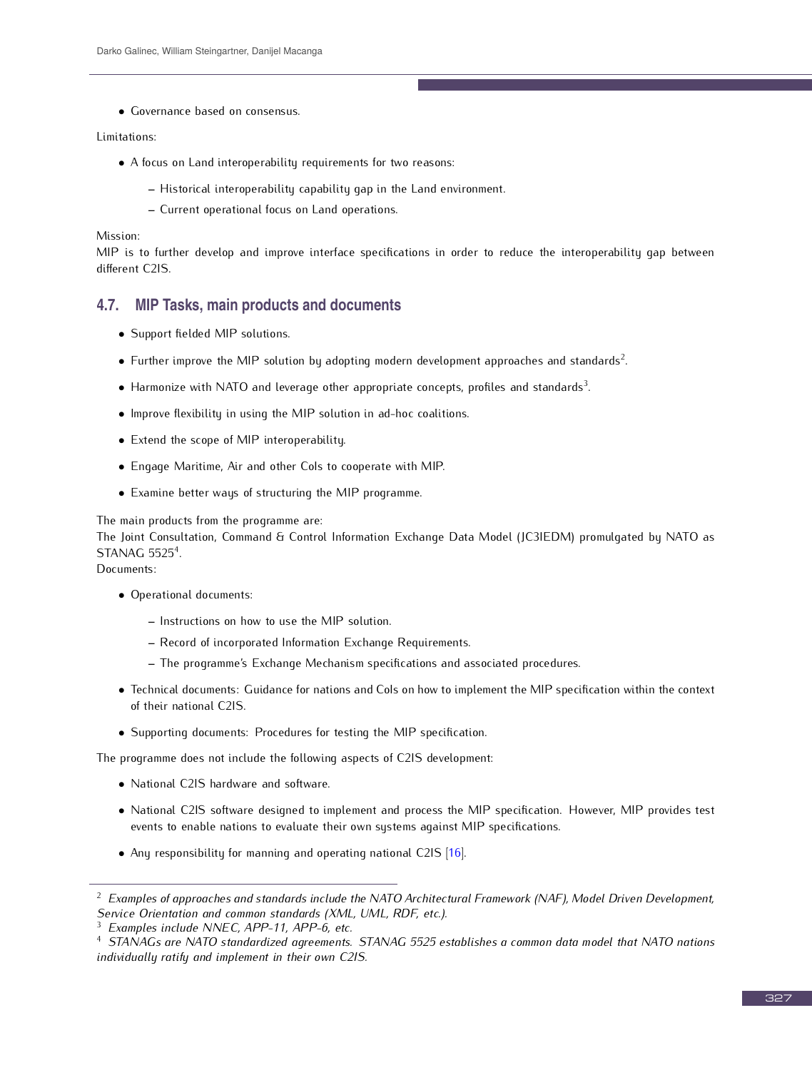- Governance based on consensus.

Limitations:

- A focus on Land interoperability requirements for two reasons:
  - Historical interoperability capability gap in the Land environment.
  - Current operational focus on Land operations.

Mission:
MIP is to further develop and improve interface specifications in order to reduce the interoperability gap between different C2IS.

## 4.7. MIP Tasks, main products and documents

- Support fielded MIP solutions.
- Further improve the MIP solution by adopting modern development approaches and standards[2].
- Harmonize with NATO and leverage other appropriate concepts, profiles and standards[3].
- Improve flexibility in using the MIP solution in ad-hoc coalitions.
- Extend the scope of MIP interoperability.
- Engage Maritime, Air and other CoIs to cooperate with MIP.
- Examine better ways of structuring the MIP programme.

The main products from the programme are:
The Joint Consultation, Command & Control Information Exchange Data Model (JC3IEDM) promulgated by NATO as STANAG 5525[4].
Documents:

- Operational documents:
  - Instructions on how to use the MIP solution.
  - Record of incorporated Information Exchange Requirements.
  - The programme's Exchange Mechanism specifications and associated procedures.
- Technical documents: Guidance for nations and CoIs on how to implement the MIP specification within the context of their national C2IS.
- Supporting documents: Procedures for testing the MIP specification.

The programme does not include the following aspects of C2IS development:

- National C2IS hardware and software.
- National C2IS software designed to implement and process the MIP specification. However, MIP provides test events to enable nations to evaluate their own systems against MIP specifications.
- Any responsibility for manning and operating national C2IS [16].

---

[2] *Examples of approaches and standards include the NATO Architectural Framework (NAF), Model Driven Development, Service Orientation and common standards (XML, UML, RDF, etc.).*
[3] *Examples include NNEC, APP-11, APP-6, etc.*
[4] *STANAGs are NATO standardized agreements. STANAG 5525 establishes a common data model that NATO nations individually ratify and implement in their own C2IS.*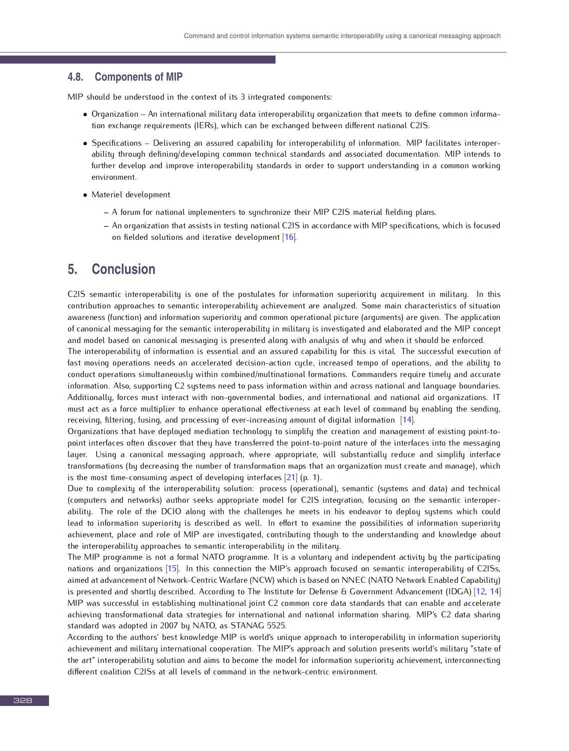### 4.8. Components of MIP

MIP should be understood in the context of its 3 integrated components:

- Organization – An international military data interoperability organization that meets to define common information exchange requirements (IERs), which can be exchanged between different national C2IS.
- Specifications – Delivering an assured capability for interoperability of information. MIP facilitates interoperability through defining/developing common technical standards and associated documentation. MIP intends to further develop and improve interoperability standards in order to support understanding in a common working environment.
- Materiel development
  - A forum for national implementers to synchronize their MIP C2IS material fielding plans.
  - An organization that assists in testing national C2IS in accordance with MIP specifications, which is focused on fielded solutions and iterative development [16].

## 5. Conclusion

C2IS semantic interoperability is one of the postulates for information superiority acquirement in military. In this contribution approaches to semantic interoperability achievement are analyzed. Some main characteristics of situation awareness (function) and information superiority and common operational picture (arguments) are given. The application of canonical messaging for the semantic interoperability in military is investigated and elaborated and the MIP concept and model based on canonical messaging is presented along with analysis of why and when it should be enforced.
The interoperability of information is essential and an assured capability for this is vital. The successful execution of fast moving operations needs an accelerated decision-action cycle, increased tempo of operations, and the ability to conduct operations simultaneously within combined/multinational formations. Commanders require timely and accurate information. Also, supporting C2 systems need to pass information within and across national and language boundaries. Additionally, forces must interact with non-governmental bodies, and international and national aid organizations. IT must act as a force multiplier to enhance operational effectiveness at each level of command by enabling the sending, receiving, filtering, fusing, and processing of ever-increasing amount of digital information [14].
Organizations that have deployed mediation technology to simplify the creation and management of existing point-to-point interfaces often discover that they have transferred the point-to-point nature of the interfaces into the messaging layer. Using a canonical messaging approach, where appropriate, will substantially reduce and simplify interface transformations (by decreasing the number of transformation maps that an organization must create and manage), which is the most time-consuming aspect of developing interfaces [21] (p. 1).
Due to complexity of the interoperability solution: process (operational), semantic (systems and data) and technical (computers and networks) author seeks appropriate model for C2IS integration, focusing on the semantic interoperability. The role of the DCIO along with the challenges he meets in his endeavor to deploy systems which could lead to information superiority is described as well. In effort to examine the possibilities of information superiority achievement, place and role of MIP are investigated, contributing though to the understanding and knowledge about the interoperability approaches to semantic interoperability in the military.
The MIP programme is not a formal NATO programme. It is a voluntary and independent activity by the participating nations and organizations [15]. In this connection the MIP's approach focused on semantic interoperability of C2ISs, aimed at advancement of Network-Centric Warfare (NCW) which is based on NNEC (NATO Network Enabled Capability) is presented and shortly described. According to The Institute for Defense & Government Advancement (IDGA) [12, 14] MIP was successful in establishing multinational joint C2 common core data standards that can enable and accelerate achieving transformational data strategies for international and national information sharing. MIP's C2 data sharing standard was adopted in 2007 by NATO, as STANAG 5525.
According to the authors' best knowledge MIP is world's unique approach to interoperability in information superiority achievement and military international cooperation. The MIP's approach and solution presents world's military "state of the art" interoperability solution and aims to become the model for information superiority achievement, interconnecting different coalition C2ISs at all levels of command in the network-centric environment.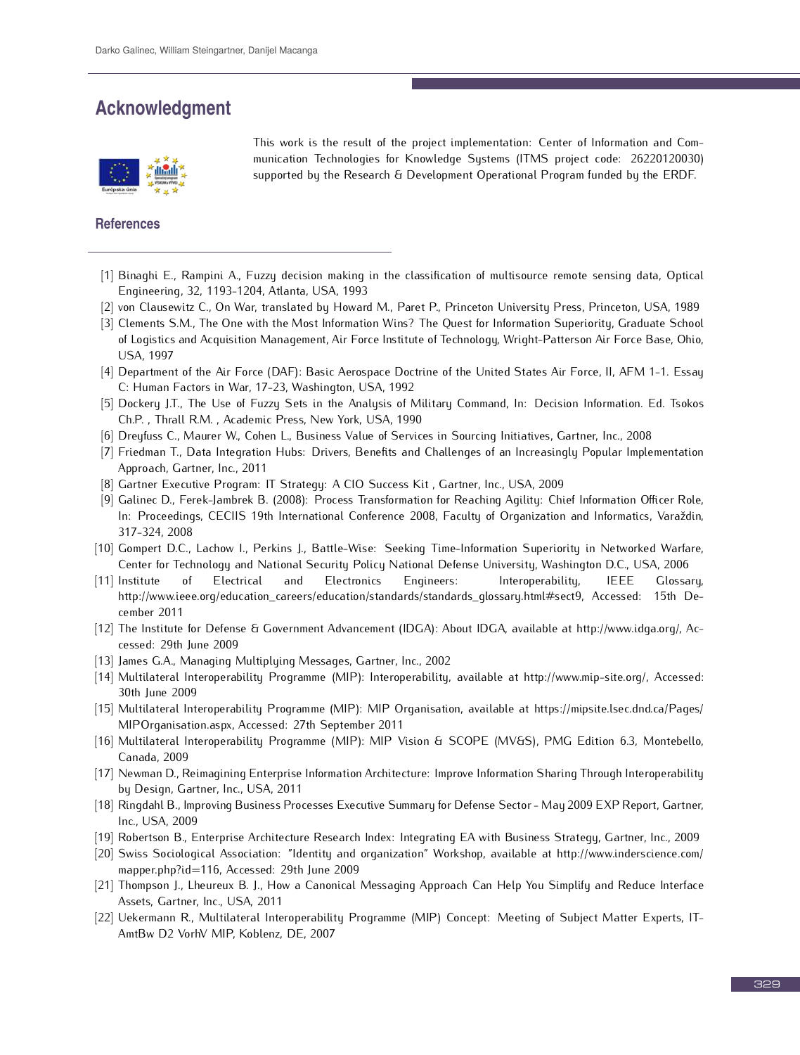## Acknowledgment

This work is the result of the project implementation: Center of Information and Communication Technologies for Knowledge Systems (ITMS project code: 26220120030) supported by the Research & Development Operational Program funded by the ERDF.

## References

[1] Binaghi E., Rampini A., Fuzzy decision making in the classification of multisource remote sensing data, Optical Engineering, 32, 1193-1204, Atlanta, USA, 1993

[2] von Clausewitz C., On War, translated by Howard M., Paret P., Princeton University Press, Princeton, USA, 1989

[3] Clements S.M., The One with the Most Information Wins? The Quest for Information Superiority, Graduate School of Logistics and Acquisition Management, Air Force Institute of Technology, Wright-Patterson Air Force Base, Ohio, USA, 1997

[4] Department of the Air Force (DAF): Basic Aerospace Doctrine of the United States Air Force, II, AFM 1-1. Essay C: Human Factors in War, 17-23, Washington, USA, 1992

[5] Dockery J.T., The Use of Fuzzy Sets in the Analysis of Military Command, In: Decision Information. Ed. Tsokos Ch.P. , Thrall R.M. , Academic Press, New York, USA, 1990

[6] Dreyfuss C., Maurer W., Cohen L., Business Value of Services in Sourcing Initiatives, Gartner, Inc., 2008

[7] Friedman T., Data Integration Hubs: Drivers, Benefits and Challenges of an Increasingly Popular Implementation Approach, Gartner, Inc., 2011

[8] Gartner Executive Program: IT Strategy: A CIO Success Kit , Gartner, Inc., USA, 2009

[9] Galinec D., Ferek-Jambrek B. (2008): Process Transformation for Reaching Agility: Chief Information Officer Role, In: Proceedings, CECIIS 19th International Conference 2008, Faculty of Organization and Informatics, Varaždin, 317-324, 2008

[10] Gompert D.C., Lachow I., Perkins J., Battle-Wise: Seeking Time-Information Superiority in Networked Warfare, Center for Technology and National Security Policy National Defense University, Washington D.C., USA, 2006

[11] Institute of Electrical and Electronics Engineers: Interoperability, IEEE Glossary, http://www.ieee.org/education_careers/education/standards/standards_glossary.html#sect9, Accessed: 15th December 2011

[12] The Institute for Defense & Government Advancement (IDGA): About IDGA, available at http://www.idga.org/, Accessed: 29th June 2009

[13] James G.A., Managing Multiplying Messages, Gartner, Inc., 2002

[14] Multilateral Interoperability Programme (MIP): Interoperability, available at http://www.mip-site.org/, Accessed: 30th June 2009

[15] Multilateral Interoperability Programme (MIP): MIP Organisation, available at https://mipsite.lsec.dnd.ca/Pages/MIPOrganisation.aspx, Accessed: 27th September 2011

[16] Multilateral Interoperability Programme (MIP): MIP Vision & SCOPE (MV&S), PMG Edition 6.3, Montebello, Canada, 2009

[17] Newman D., Reimagining Enterprise Information Architecture: Improve Information Sharing Through Interoperability by Design, Gartner, Inc., USA, 2011

[18] Ringdahl B., Improving Business Processes Executive Summary for Defense Sector - May 2009 EXP Report, Gartner, Inc., USA, 2009

[19] Robertson B., Enterprise Architecture Research Index: Integrating EA with Business Strategy, Gartner, Inc., 2009

[20] Swiss Sociological Association: "Identity and organization" Workshop, available at http://www.inderscience.com/mapper.php?id=116, Accessed: 29th June 2009

[21] Thompson J., Lheureux B. J., How a Canonical Messaging Approach Can Help You Simplify and Reduce Interface Assets, Gartner, Inc., USA, 2011

[22] Uekermann R., Multilateral Interoperability Programme (MIP) Concept: Meeting of Subject Matter Experts, IT-AmtBw D2 VorhV MIP, Koblenz, DE, 2007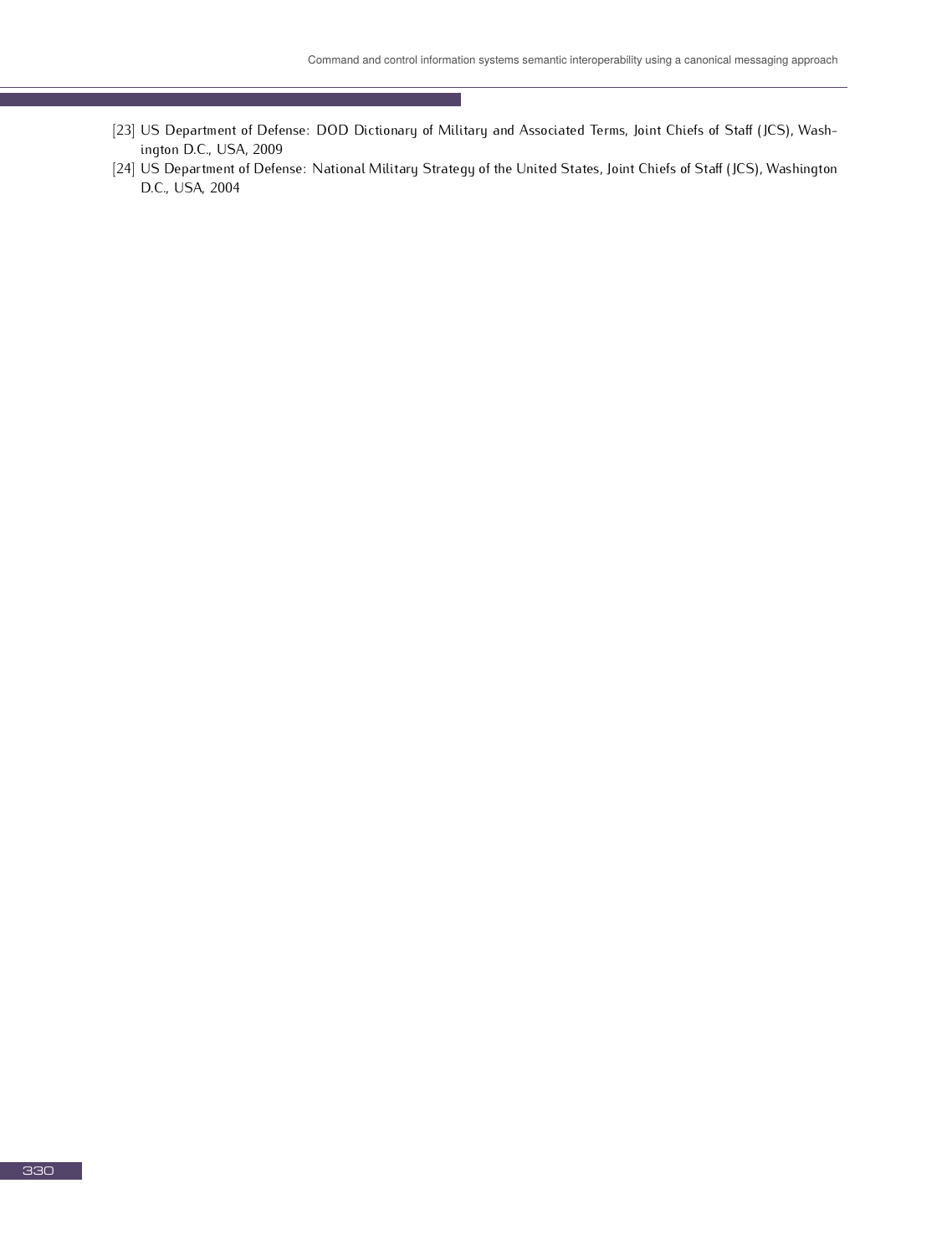[23] US Department of Defense: DOD Dictionary of Military and Associated Terms, Joint Chiefs of Staff (JCS), Washington D.C., USA, 2009

[24] US Department of Defense: National Military Strategy of the United States, Joint Chiefs of Staff (JCS), Washington D.C., USA, 2004